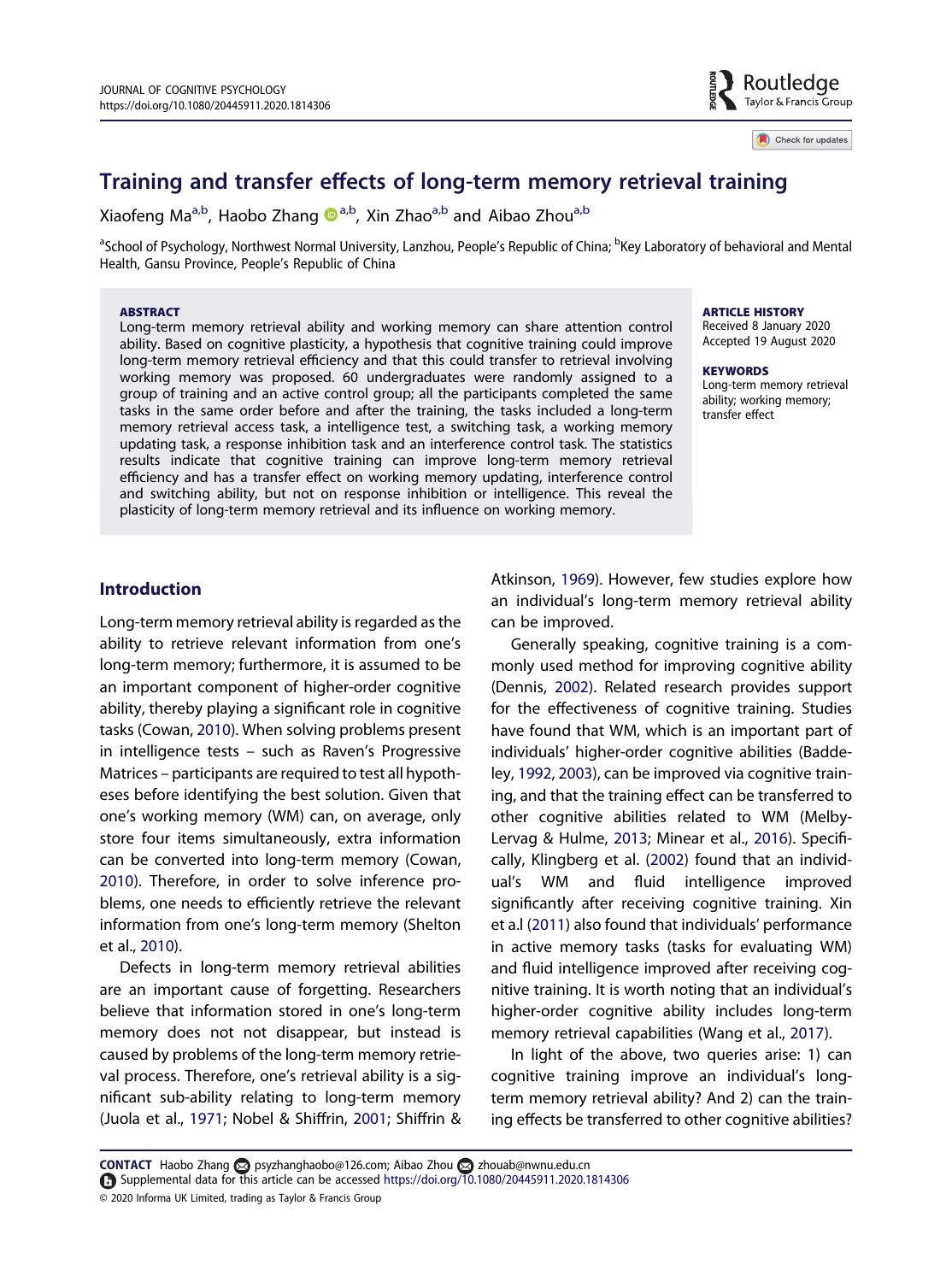# Training and transfer effects of long-term memory retrieval training

Xiaofeng Ma[a,b], Haobo Zhang [a,b], Xin Zhao[a,b] and Aibao Zhou[a,b]

[a]School of Psychology, Northwest Normal University, Lanzhou, People's Republic of China; [b]Key Laboratory of behavioral and Mental Health, Gansu Province, People's Republic of China

**ABSTRACT**

Long-term memory retrieval ability and working memory can share attention control ability. Based on cognitive plasticity, a hypothesis that cognitive training could improve long-term memory retrieval efficiency and that this could transfer to retrieval involving working memory was proposed. 60 undergraduates were randomly assigned to a group of training and an active control group; all the participants completed the same tasks in the same order before and after the training, the tasks included a long-term memory retrieval access task, a intelligence test, a switching task, a working memory updating task, a response inhibition task and an interference control task. The statistics results indicate that cognitive training can improve long-term memory retrieval efficiency and has a transfer effect on working memory updating, interference control and switching ability, but not on response inhibition or intelligence. This reveal the plasticity of long-term memory retrieval and its influence on working memory.

**ARTICLE HISTORY**

Received 8 January 2020
Accepted 19 August 2020

**KEYWORDS**

Long-term memory retrieval ability; working memory; transfer effect

## Introduction

Long-term memory retrieval ability is regarded as the ability to retrieve relevant information from one's long-term memory; furthermore, it is assumed to be an important component of higher-order cognitive ability, thereby playing a significant role in cognitive tasks (Cowan, 2010). When solving problems present in intelligence tests – such as Raven's Progressive Matrices – participants are required to test all hypotheses before identifying the best solution. Given that one's working memory (WM) can, on average, only store four items simultaneously, extra information can be converted into long-term memory (Cowan, 2010). Therefore, in order to solve inference problems, one needs to efficiently retrieve the relevant information from one's long-term memory (Shelton et al., 2010).

Defects in long-term memory retrieval abilities are an important cause of forgetting. Researchers believe that information stored in one's long-term memory does not not disappear, but instead is caused by problems of the long-term memory retrieval process. Therefore, one's retrieval ability is a significant sub-ability relating to long-term memory (Juola et al., 1971; Nobel & Shiffrin, 2001; Shiffrin & Atkinson, 1969). However, few studies explore how an individual's long-term memory retrieval ability can be improved.

Generally speaking, cognitive training is a commonly used method for improving cognitive ability (Dennis, 2002). Related research provides support for the effectiveness of cognitive training. Studies have found that WM, which is an important part of individuals' higher-order cognitive abilities (Baddeley, 1992, 2003), can be improved via cognitive training, and that the training effect can be transferred to other cognitive abilities related to WM (Melby-Lervag & Hulme, 2013; Minear et al., 2016). Specifically, Klingberg et al. (2002) found that an individual's WM and fluid intelligence improved significantly after receiving cognitive training. Xin et a.l (2011) also found that individuals' performance in active memory tasks (tasks for evaluating WM) and fluid intelligence improved after receiving cognitive training. It is worth noting that an individual's higher-order cognitive ability includes long-term memory retrieval capabilities (Wang et al., 2017).

In light of the above, two queries arise: 1) can cognitive training improve an individual's long-term memory retrieval ability? And 2) can the training effects be transferred to other cognitive abilities?

**CONTACT** Haobo Zhang psyzhanghaobo@126.com; Aibao Zhou zhouab@nwnu.edu.cn

Supplemental data for this article can be accessed https://doi.org/10.1080/20445911.2020.1814306

© 2020 Informa UK Limited, trading as Taylor & Francis Group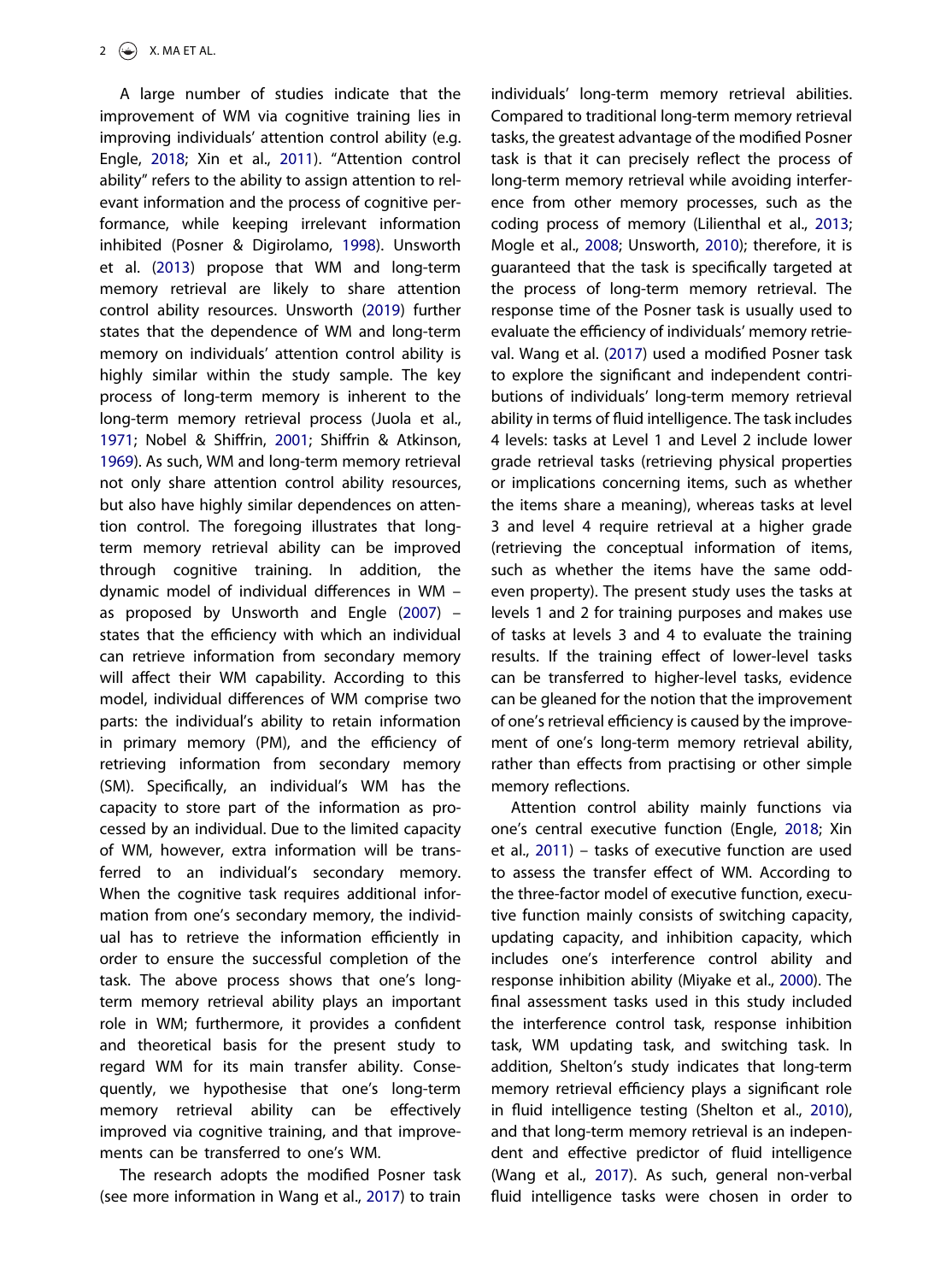A large number of studies indicate that the improvement of WM via cognitive training lies in improving individuals' attention control ability (e.g. Engle, 2018; Xin et al., 2011). "Attention control ability" refers to the ability to assign attention to relevant information and the process of cognitive performance, while keeping irrelevant information inhibited (Posner & Digirolamo, 1998). Unsworth et al. (2013) propose that WM and long-term memory retrieval are likely to share attention control ability resources. Unsworth (2019) further states that the dependence of WM and long-term memory on individuals' attention control ability is highly similar within the study sample. The key process of long-term memory is inherent to the long-term memory retrieval process (Juola et al., 1971; Nobel & Shiffrin, 2001; Shiffrin & Atkinson, 1969). As such, WM and long-term memory retrieval not only share attention control ability resources, but also have highly similar dependences on attention control. The foregoing illustrates that long-term memory retrieval ability can be improved through cognitive training. In addition, the dynamic model of individual differences in WM – as proposed by Unsworth and Engle (2007) – states that the efficiency with which an individual can retrieve information from secondary memory will affect their WM capability. According to this model, individual differences of WM comprise two parts: the individual's ability to retain information in primary memory (PM), and the efficiency of retrieving information from secondary memory (SM). Specifically, an individual's WM has the capacity to store part of the information as processed by an individual. Due to the limited capacity of WM, however, extra information will be transferred to an individual's secondary memory. When the cognitive task requires additional information from one's secondary memory, the individual has to retrieve the information efficiently in order to ensure the successful completion of the task. The above process shows that one's long-term memory retrieval ability plays an important role in WM; furthermore, it provides a confident and theoretical basis for the present study to regard WM for its main transfer ability. Consequently, we hypothesise that one's long-term memory retrieval ability can be effectively improved via cognitive training, and that improvements can be transferred to one's WM.

The research adopts the modified Posner task (see more information in Wang et al., 2017) to train individuals' long-term memory retrieval abilities. Compared to traditional long-term memory retrieval tasks, the greatest advantage of the modified Posner task is that it can precisely reflect the process of long-term memory retrieval while avoiding interference from other memory processes, such as the coding process of memory (Lilienthal et al., 2013; Mogle et al., 2008; Unsworth, 2010); therefore, it is guaranteed that the task is specifically targeted at the process of long-term memory retrieval. The response time of the Posner task is usually used to evaluate the efficiency of individuals' memory retrieval. Wang et al. (2017) used a modified Posner task to explore the significant and independent contributions of individuals' long-term memory retrieval ability in terms of fluid intelligence. The task includes 4 levels: tasks at Level 1 and Level 2 include lower grade retrieval tasks (retrieving physical properties or implications concerning items, such as whether the items share a meaning), whereas tasks at level 3 and level 4 require retrieval at a higher grade (retrieving the conceptual information of items, such as whether the items have the same odd-even property). The present study uses the tasks at levels 1 and 2 for training purposes and makes use of tasks at levels 3 and 4 to evaluate the training results. If the training effect of lower-level tasks can be transferred to higher-level tasks, evidence can be gleaned for the notion that the improvement of one's retrieval efficiency is caused by the improvement of one's long-term memory retrieval ability, rather than effects from practising or other simple memory reflections.

Attention control ability mainly functions via one's central executive function (Engle, 2018; Xin et al., 2011) – tasks of executive function are used to assess the transfer effect of WM. According to the three-factor model of executive function, executive function mainly consists of switching capacity, updating capacity, and inhibition capacity, which includes one's interference control ability and response inhibition ability (Miyake et al., 2000). The final assessment tasks used in this study included the interference control task, response inhibition task, WM updating task, and switching task. In addition, Shelton's study indicates that long-term memory retrieval efficiency plays a significant role in fluid intelligence testing (Shelton et al., 2010), and that long-term memory retrieval is an independent and effective predictor of fluid intelligence (Wang et al., 2017). As such, general non-verbal fluid intelligence tasks were chosen in order to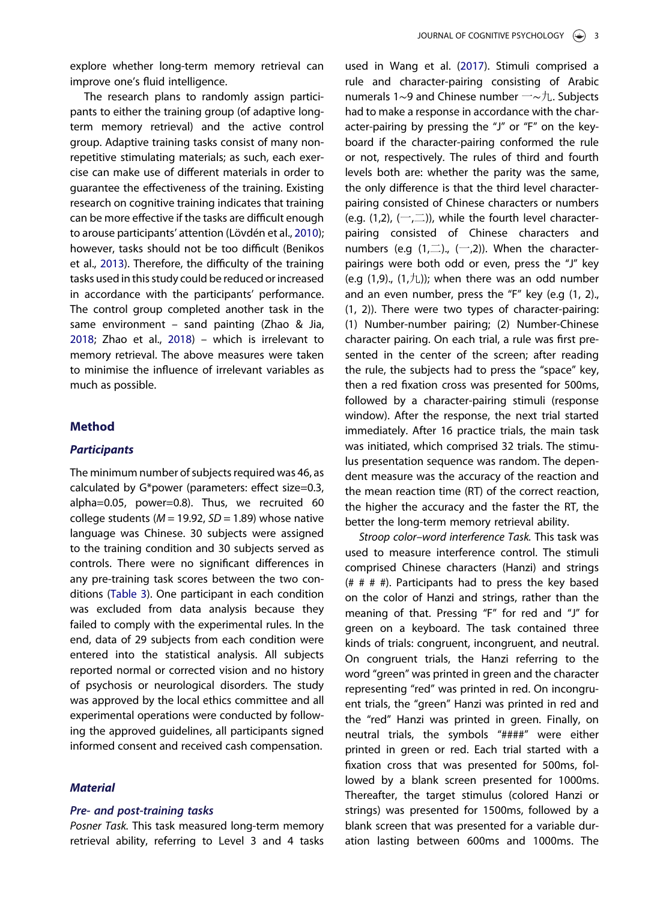explore whether long-term memory retrieval can improve one's fluid intelligence.

The research plans to randomly assign participants to either the training group (of adaptive long-term memory retrieval) and the active control group. Adaptive training tasks consist of many non-repetitive stimulating materials; as such, each exercise can make use of different materials in order to guarantee the effectiveness of the training. Existing research on cognitive training indicates that training can be more effective if the tasks are difficult enough to arouse participants' attention (Lövdén et al., 2010); however, tasks should not be too difficult (Benikos et al., 2013). Therefore, the difficulty of the training tasks used in this study could be reduced or increased in accordance with the participants' performance. The control group completed another task in the same environment – sand painting (Zhao & Jia, 2018; Zhao et al., 2018) – which is irrelevant to memory retrieval. The above measures were taken to minimise the influence of irrelevant variables as much as possible.

## Method

### Participants

The minimum number of subjects required was 46, as calculated by G*power (parameters: effect size=0.3, alpha=0.05, power=0.8). Thus, we recruited 60 college students ($M = 19.92$, $SD = 1.89$) whose native language was Chinese. 30 subjects were assigned to the training condition and 30 subjects served as controls. There were no significant differences in any pre-training task scores between the two conditions (Table 3). One participant in each condition was excluded from data analysis because they failed to comply with the experimental rules. In the end, data of 29 subjects from each condition were entered into the statistical analysis. All subjects reported normal or corrected vision and no history of psychosis or neurological disorders. The study was approved by the local ethics committee and all experimental operations were conducted by following the approved guidelines, all participants signed informed consent and received cash compensation.

### Material

#### Pre- and post-training tasks

*Posner Task.* This task measured long-term memory retrieval ability, referring to Level 3 and 4 tasks used in Wang et al. (2017). Stimuli comprised a rule and character-pairing consisting of Arabic numerals 1∼9 and Chinese number 一∼九. Subjects had to make a response in accordance with the character-pairing by pressing the "J" or "F" on the keyboard if the character-pairing conformed the rule or not, respectively. The rules of third and fourth levels both are: whether the parity was the same, the only difference is that the third level character-pairing consisted of Chinese characters or numbers (e.g. (1,2), (一,二)), while the fourth level character-pairing consisted of Chinese characters and numbers (e.g (1,二)., (一,2)). When the character-pairings were both odd or even, press the "J" key (e.g (1,9)., (1,九)); when there was an odd number and an even number, press the "F" key (e.g (1, 2)., (1, 2)). There were two types of character-pairing: (1) Number-number pairing; (2) Number-Chinese character pairing. On each trial, a rule was first presented in the center of the screen; after reading the rule, the subjects had to press the "space" key, then a red fixation cross was presented for 500ms, followed by a character-pairing stimuli (response window). After the response, the next trial started immediately. After 16 practice trials, the main task was initiated, which comprised 32 trials. The stimulus presentation sequence was random. The dependent measure was the accuracy of the reaction and the mean reaction time (RT) of the correct reaction, the higher the accuracy and the faster the RT, the better the long-term memory retrieval ability.

*Stroop color–word interference Task.* This task was used to measure interference control. The stimuli comprised Chinese characters (Hanzi) and strings (# # # #). Participants had to press the key based on the color of Hanzi and strings, rather than the meaning of that. Pressing "F" for red and "J" for green on a keyboard. The task contained three kinds of trials: congruent, incongruent, and neutral. On congruent trials, the Hanzi referring to the word "green" was printed in green and the character representing "red" was printed in red. On incongruent trials, the "green" Hanzi was printed in red and the "red" Hanzi was printed in green. Finally, on neutral trials, the symbols "####" were either printed in green or red. Each trial started with a fixation cross that was presented for 500ms, followed by a blank screen presented for 1000ms. Thereafter, the target stimulus (colored Hanzi or strings) was presented for 1500ms, followed by a blank screen that was presented for a variable duration lasting between 600ms and 1000ms. The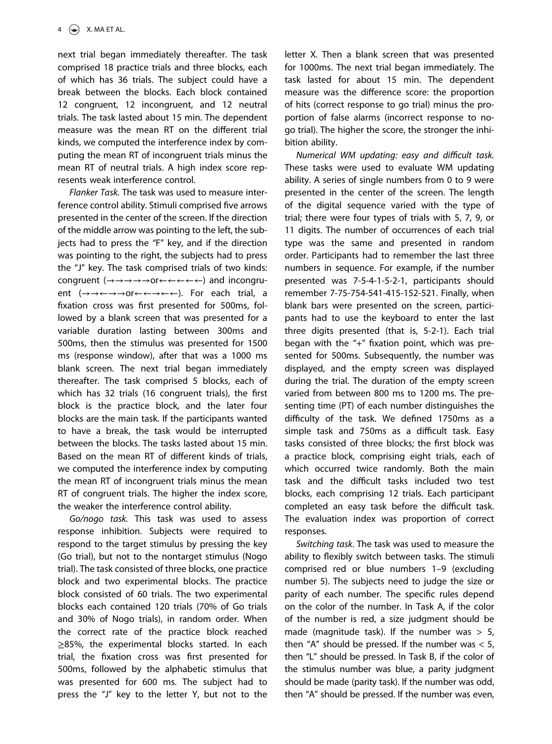next trial began immediately thereafter. The task comprised 18 practice trials and three blocks, each of which has 36 trials. The subject could have a break between the blocks. Each block contained 12 congruent, 12 incongruent, and 12 neutral trials. The task lasted about 15 min. The dependent measure was the mean RT on the different trial kinds, we computed the interference index by computing the mean RT of incongruent trials minus the mean RT of neutral trials. A high index score represents weak interference control.

*Flanker Task.* The task was used to measure interference control ability. Stimuli comprised five arrows presented in the center of the screen. If the direction of the middle arrow was pointing to the left, the subjects had to press the "F" key, and if the direction was pointing to the right, the subjects had to press the "J" key. The task comprised trials of two kinds: congruent (→→→→→or←←←←←) and incongruent (→→←→→or←←→←←). For each trial, a fixation cross was first presented for 500ms, followed by a blank screen that was presented for a variable duration lasting between 300ms and 500ms, then the stimulus was presented for 1500 ms (response window), after that was a 1000 ms blank screen. The next trial began immediately thereafter. The task comprised 5 blocks, each of which has 32 trials (16 congruent trials), the first block is the practice block, and the later four blocks are the main task. If the participants wanted to have a break, the task would be interrupted between the blocks. The tasks lasted about 15 min. Based on the mean RT of different kinds of trials, we computed the interference index by computing the mean RT of incongruent trials minus the mean RT of congruent trials. The higher the index score, the weaker the interference control ability.

*Go/nogo task.* This task was used to assess response inhibition. Subjects were required to respond to the target stimulus by pressing the key (Go trial), but not to the nontarget stimulus (Nogo trial). The task consisted of three blocks, one practice block and two experimental blocks. The practice block consisted of 60 trials. The two experimental blocks each contained 120 trials (70% of Go trials and 30% of Nogo trials), in random order. When the correct rate of the practice block reached ≥85%, the experimental blocks started. In each trial, the fixation cross was first presented for 500ms, followed by the alphabetic stimulus that was presented for 600 ms. The subject had to press the "J" key to the letter Y, but not to the letter X. Then a blank screen that was presented for 1000ms. The next trial began immediately. The task lasted for about 15 min. The dependent measure was the difference score: the proportion of hits (correct response to go trial) minus the proportion of false alarms (incorrect response to no-go trial). The higher the score, the stronger the inhibition ability.

*Numerical WM updating: easy and difficult task.* These tasks were used to evaluate WM updating ability. A series of single numbers from 0 to 9 were presented in the center of the screen. The length of the digital sequence varied with the type of trial; there were four types of trials with 5, 7, 9, or 11 digits. The number of occurrences of each trial type was the same and presented in random order. Participants had to remember the last three numbers in sequence. For example, if the number presented was 7-5-4-1-5-2-1, participants should remember 7-75-754-541-415-152-521. Finally, when blank bars were presented on the screen, participants had to use the keyboard to enter the last three digits presented (that is, 5-2-1). Each trial began with the "+" fixation point, which was presented for 500ms. Subsequently, the number was displayed, and the empty screen was displayed during the trial. The duration of the empty screen varied from between 800 ms to 1200 ms. The presenting time (PT) of each number distinguishes the difficulty of the task. We defined 1750ms as a simple task and 750ms as a difficult task. Easy tasks consisted of three blocks; the first block was a practice block, comprising eight trials, each of which occurred twice randomly. Both the main task and the difficult tasks included two test blocks, each comprising 12 trials. Each participant completed an easy task before the difficult task. The evaluation index was proportion of correct responses.

*Switching task*. The task was used to measure the ability to flexibly switch between tasks. The stimuli comprised red or blue numbers 1–9 (excluding number 5). The subjects need to judge the size or parity of each number. The specific rules depend on the color of the number. In Task A, if the color of the number is red, a size judgment should be made (magnitude task). If the number was $> 5$, then "A" should be pressed. If the number was $< 5$, then "L" should be pressed. In Task B, if the color of the stimulus number was blue, a parity judgment should be made (parity task). If the number was odd, then "A" should be pressed. If the number was even,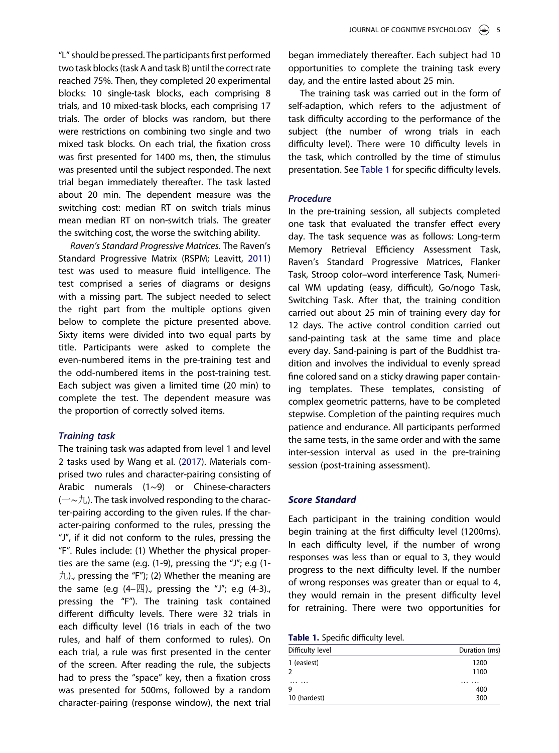"L" should be pressed. The participants first performed two task blocks (task A and task B) until the correct rate reached 75%. Then, they completed 20 experimental blocks: 10 single-task blocks, each comprising 8 trials, and 10 mixed-task blocks, each comprising 17 trials. The order of blocks was random, but there were restrictions on combining two single and two mixed task blocks. On each trial, the fixation cross was first presented for 1400 ms, then, the stimulus was presented until the subject responded. The next trial began immediately thereafter. The task lasted about 20 min. The dependent measure was the switching cost: median RT on switch trials minus mean median RT on non-switch trials. The greater the switching cost, the worse the switching ability.

*Raven's Standard Progressive Matrices.* The Raven's Standard Progressive Matrix (RSPM; Leavitt, 2011) test was used to measure fluid intelligence. The test comprised a series of diagrams or designs with a missing part. The subject needed to select the right part from the multiple options given below to complete the picture presented above. Sixty items were divided into two equal parts by title. Participants were asked to complete the even-numbered items in the pre-training test and the odd-numbered items in the post-training test. Each subject was given a limited time (20 min) to complete the test. The dependent measure was the proportion of correctly solved items.

### Training task

The training task was adapted from level 1 and level 2 tasks used by Wang et al. (2017). Materials comprised two rules and character-pairing consisting of Arabic numerals (1~9) or Chinese-characters (一~九). The task involved responding to the character-pairing according to the given rules. If the character-pairing conformed to the rules, pressing the "J", if it did not conform to the rules, pressing the "F". Rules include: (1) Whether the physical properties are the same (e.g. (1-9), pressing the "J"; e.g (1-九)., pressing the "F"); (2) Whether the meaning are the same (e.g (4–四)., pressing the "J"; e.g (4-3)., pressing the "F"). The training task contained different difficulty levels. There were 32 trials in each difficulty level (16 trials in each of the two rules, and half of them conformed to rules). On each trial, a rule was first presented in the center of the screen. After reading the rule, the subjects had to press the "space" key, then a fixation cross was presented for 500ms, followed by a random character-pairing (response window), the next trial began immediately thereafter. Each subject had 10 opportunities to complete the training task every day, and the entire lasted about 25 min.

The training task was carried out in the form of self-adaption, which refers to the adjustment of task difficulty according to the performance of the subject (the number of wrong trials in each difficulty level). There were 10 difficulty levels in the task, which controlled by the time of stimulus presentation. See Table 1 for specific difficulty levels.

### Procedure

In the pre-training session, all subjects completed one task that evaluated the transfer effect every day. The task sequence was as follows: Long-term Memory Retrieval Efficiency Assessment Task, Raven's Standard Progressive Matrices, Flanker Task, Stroop color–word interference Task, Numerical WM updating (easy, difficult), Go/nogo Task, Switching Task. After that, the training condition carried out about 25 min of training every day for 12 days. The active control condition carried out sand-painting task at the same time and place every day. Sand-paining is part of the Buddhist tradition and involves the individual to evenly spread fine colored sand on a sticky drawing paper containing templates. These templates, consisting of complex geometric patterns, have to be completed stepwise. Completion of the painting requires much patience and endurance. All participants performed the same tests, in the same order and with the same inter-session interval as used in the pre-training session (post-training assessment).

## Score Standard

Each participant in the training condition would begin training at the first difficulty level (1200ms). In each difficulty level, if the number of wrong responses was less than or equal to 3, they would progress to the next difficulty level. If the number of wrong responses was greater than or equal to 4, they would remain in the present difficulty level for retraining. There were two opportunities for

**Table 1.** Specific difficulty level.

| Difficulty level | Duration (ms) |
|---|---|
| 1 (easiest) | 1200 |
| 2 | 1100 |
| ... ... | ... ... |
| 9 | 400 |
| 10 (hardest) | 300 |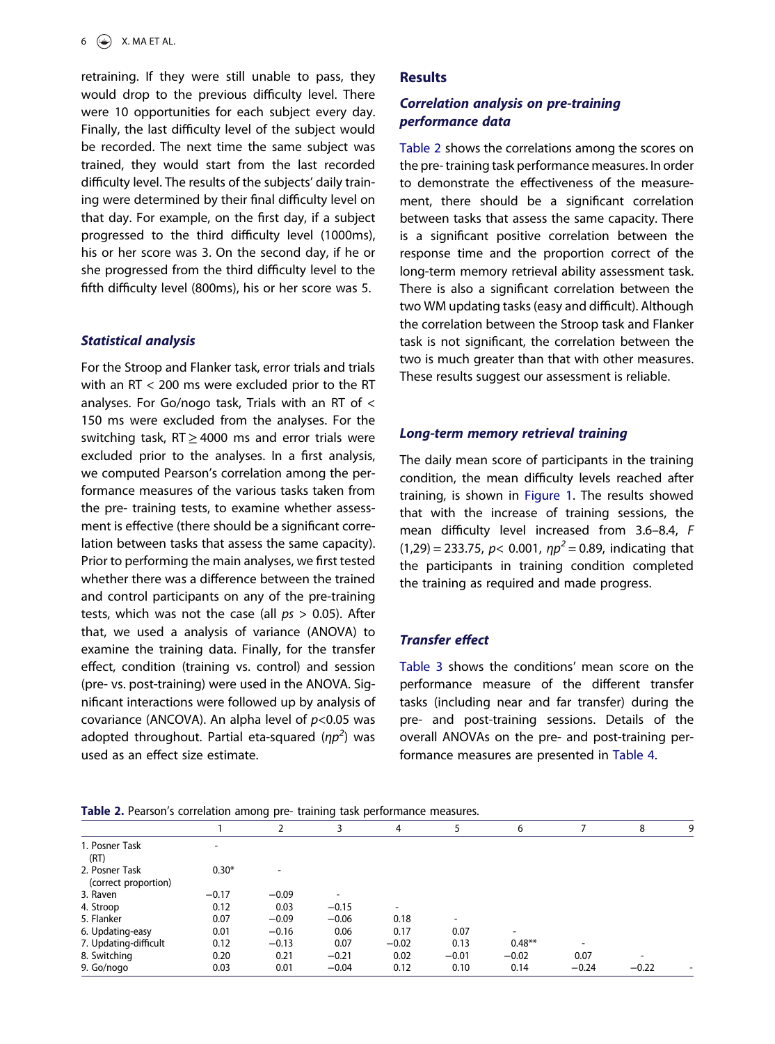retraining. If they were still unable to pass, they would drop to the previous difficulty level. There were 10 opportunities for each subject every day. Finally, the last difficulty level of the subject would be recorded. The next time the same subject was trained, they would start from the last recorded difficulty level. The results of the subjects' daily training were determined by their final difficulty level on that day. For example, on the first day, if a subject progressed to the third difficulty level (1000ms), his or her score was 3. On the second day, if he or she progressed from the third difficulty level to the fifth difficulty level (800ms), his or her score was 5.

### *Statistical analysis*

For the Stroop and Flanker task, error trials and trials with an RT < 200 ms were excluded prior to the RT analyses. For Go/nogo task, Trials with an RT of < 150 ms were excluded from the analyses. For the switching task, RT ≥ 4000 ms and error trials were excluded prior to the analyses. In a first analysis, we computed Pearson's correlation among the performance measures of the various tasks taken from the pre- training tests, to examine whether assessment is effective (there should be a significant correlation between tasks that assess the same capacity). Prior to performing the main analyses, we first tested whether there was a difference between the trained and control participants on any of the pre-training tests, which was not the case (all $ps > 0.05$). After that, we used a analysis of variance (ANOVA) to examine the training data. Finally, for the transfer effect, condition (training vs. control) and session (pre- vs. post-training) were used in the ANOVA. Significant interactions were followed up by analysis of covariance (ANCOVA). An alpha level of $p<0.05$ was adopted throughout. Partial eta-squared ($\eta p^2$) was used as an effect size estimate.

## Results

### *Correlation analysis on pre-training performance data*

Table 2 shows the correlations among the scores on the pre- training task performance measures. In order to demonstrate the effectiveness of the measurement, there should be a significant correlation between tasks that assess the same capacity. There is a significant positive correlation between the response time and the proportion correct of the long-term memory retrieval ability assessment task. There is also a significant correlation between the two WM updating tasks (easy and difficult). Although the correlation between the Stroop task and Flanker task is not significant, the correlation between the two is much greater than that with other measures. These results suggest our assessment is reliable.

### *Long-term memory retrieval training*

The daily mean score of participants in the training condition, the mean difficulty levels reached after training, is shown in Figure 1. The results showed that with the increase of training sessions, the mean difficulty level increased from 3.6–8.4, $F(1,29) = 233.75$, $p< 0.001$, $\eta p^2 = 0.89$, indicating that the participants in training condition completed the training as required and made progress.

### *Transfer effect*

Table 3 shows the conditions' mean score on the performance measure of the different transfer tasks (including near and far transfer) during the pre- and post-training sessions. Details of the overall ANOVAs on the pre- and post-training performance measures are presented in Table 4.

**Table 2.** Pearson's correlation among pre- training task performance measures.

| | 1 | 2 | 3 | 4 | 5 | 6 | 7 | 8 | 9 |
|---|---|---|---|---|---|---|---|---|---|
| 1. Posner Task (RT) | - | | | | | | | | |
| 2. Posner Task (correct proportion) | 0.30* | - | | | | | | | |
| 3. Raven | −0.17 | −0.09 | - | | | | | | |
| 4. Stroop | 0.12 | 0.03 | −0.15 | - | | | | | |
| 5. Flanker | 0.07 | −0.09 | −0.06 | 0.18 | - | | | | |
| 6. Updating-easy | 0.01 | −0.16 | 0.06 | 0.17 | 0.07 | - | | | |
| 7. Updating-difficult | 0.12 | −0.13 | 0.07 | −0.02 | 0.13 | 0.48** | - | | |
| 8. Switching | 0.20 | 0.21 | −0.21 | 0.02 | −0.01 | −0.02 | 0.07 | - | |
| 9. Go/nogo | 0.03 | 0.01 | −0.04 | 0.12 | 0.10 | 0.14 | −0.24 | −0.22 | - |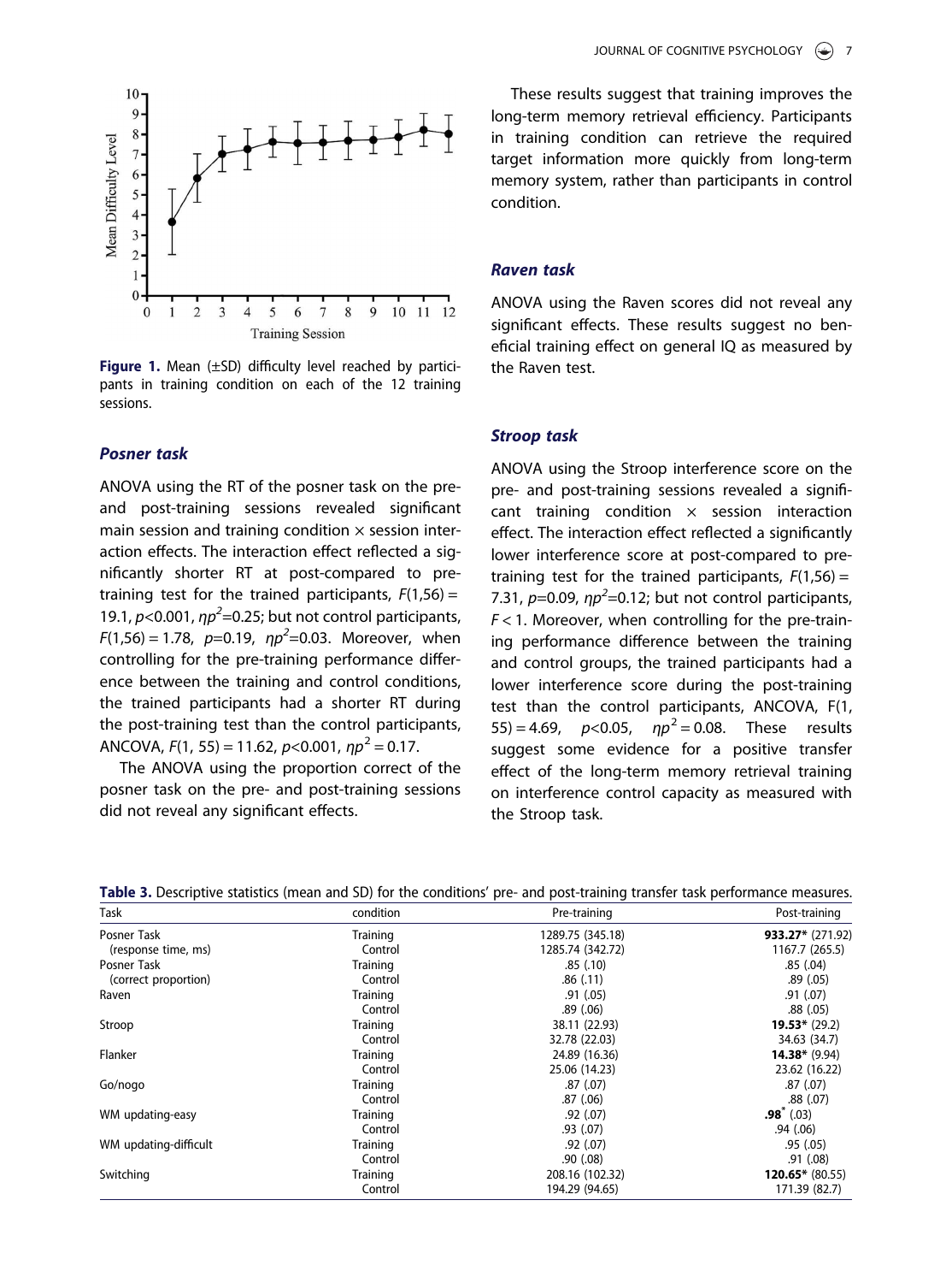Figure 1. Mean (±SD) difficulty level reached by participants in training condition on each of the 12 training sessions.

### *Posner task*

ANOVA using the RT of the posner task on the pre- and post-training sessions revealed significant main session and training condition × session interaction effects. The interaction effect reflected a significantly shorter RT at post-compared to pre-training test for the trained participants, $F(1,56) = 19.1$, $p<0.001$, $\eta p^2=0.25$; but not control participants, $F(1,56) = 1.78$, $p=0.19$, $\eta p^2=0.03$. Moreover, when controlling for the pre-training performance difference between the training and control conditions, the trained participants had a shorter RT during the post-training test than the control participants, ANCOVA, $F(1, 55) = 11.62$, $p<0.001$, $\eta p^2 = 0.17$.

The ANOVA using the proportion correct of the posner task on the pre- and post-training sessions did not reveal any significant effects.

These results suggest that training improves the long-term memory retrieval efficiency. Participants in training condition can retrieve the required target information more quickly from long-term memory system, rather than participants in control condition.

### *Raven task*

ANOVA using the Raven scores did not reveal any significant effects. These results suggest no beneficial training effect on general IQ as measured by the Raven test.

### *Stroop task*

ANOVA using the Stroop interference score on the pre- and post-training sessions revealed a significant training condition × session interaction effect. The interaction effect reflected a significantly lower interference score at post-compared to pre-training test for the trained participants, $F(1,56) = 7.31$, $p=0.09$, $\eta p^2=0.12$; but not control participants, $F < 1$. Moreover, when controlling for the pre-training performance difference between the training and control groups, the trained participants had a lower interference score during the post-training test than the control participants, ANCOVA, $F(1, 55) = 4.69$, $p<0.05$, $\eta p^2 = 0.08$. These results suggest some evidence for a positive transfer effect of the long-term memory retrieval training on interference control capacity as measured with the Stroop task.

**Table 3.** Descriptive statistics (mean and SD) for the conditions' pre- and post-training transfer task performance measures.

| Task | condition | Pre-training | Post-training |
|---|---|---|---|
| Posner Task | Training | 1289.75 (345.18) | **933.27*** (271.92) |
| (response time, ms) | Control | 1285.74 (342.72) | 1167.7 (265.5) |
| Posner Task | Training | .85 (.10) | .85 (.04) |
| (correct proportion) | Control | .86 (.11) | .89 (.05) |
| Raven | Training | .91 (.05) | .91 (.07) |
| | Control | .89 (.06) | .88 (.05) |
| Stroop | Training | 38.11 (22.93) | **19.53*** (29.2) |
| | Control | 32.78 (22.03) | 34.63 (34.7) |
| Flanker | Training | 24.89 (16.36) | **14.38*** (9.94) |
| | Control | 25.06 (14.23) | 23.62 (16.22) |
| Go/nogo | Training | .87 (.07) | .87 (.07) |
| | Control | .87 (.06) | .88 (.07) |
| WM updating-easy | Training | .92 (.07) | **.98*** (.03) |
| | Control | .93 (.07) | .94 (.06) |
| WM updating-difficult | Training | .92 (.07) | .95 (.05) |
| | Control | .90 (.08) | .91 (.08) |
| Switching | Training | 208.16 (102.32) | **120.65*** (80.55) |
| | Control | 194.29 (94.65) | 171.39 (82.7) |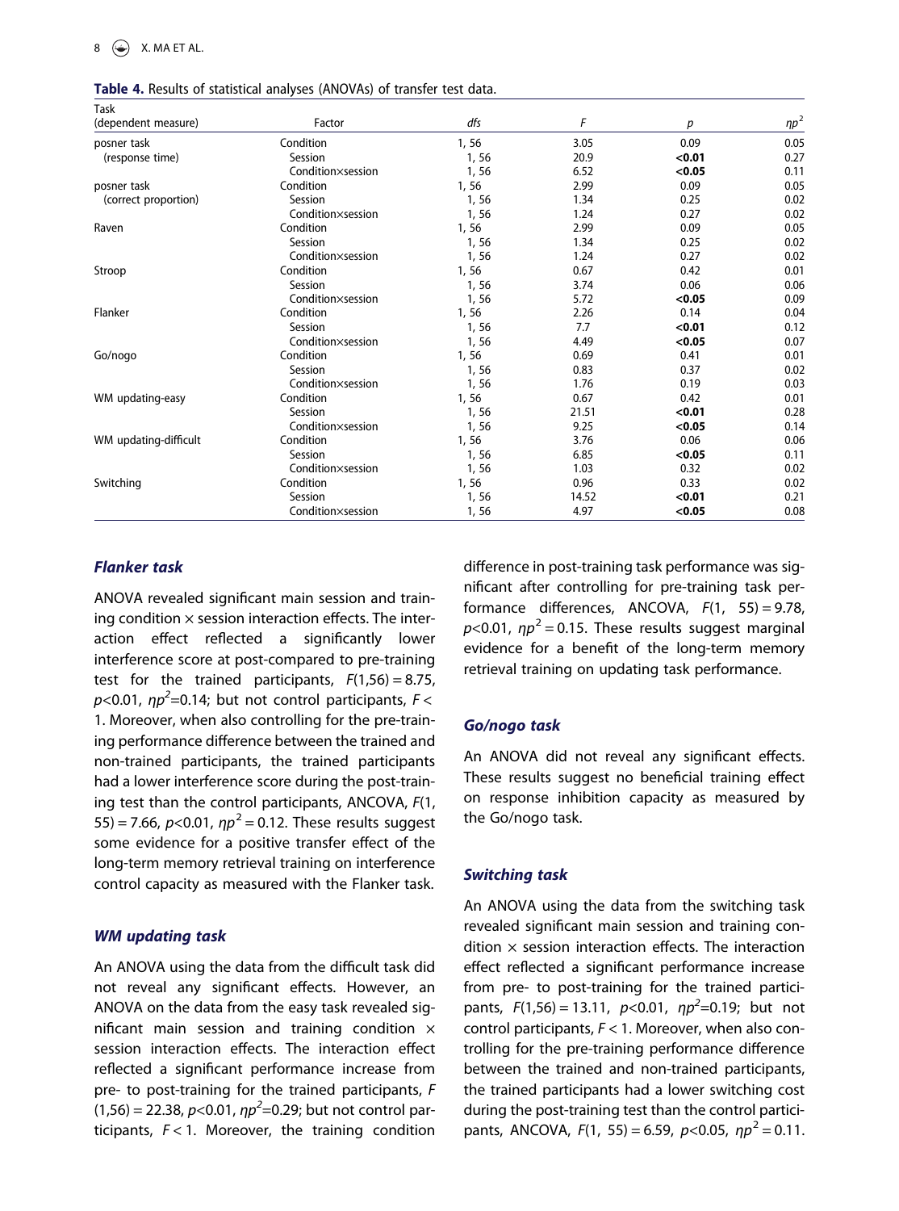**Table 4.** Results of statistical analyses (ANOVAs) of transfer test data.

| Task (dependent measure) | Factor | dfs | F | p | $\eta p^2$ |
|---|---|---|---|---|---|
| posner task (response time) | Condition | 1, 56 | 3.05 | 0.09 | 0.05 |
| | Session | 1, 56 | 20.9 | **<0.01** | 0.27 |
| | Condition×session | 1, 56 | 6.52 | **<0.05** | 0.11 |
| posner task (correct proportion) | Condition | 1, 56 | 2.99 | 0.09 | 0.05 |
| | Session | 1, 56 | 1.34 | 0.25 | 0.02 |
| | Condition×session | 1, 56 | 1.24 | 0.27 | 0.02 |
| Raven | Condition | 1, 56 | 2.99 | 0.09 | 0.05 |
| | Session | 1, 56 | 1.34 | 0.25 | 0.02 |
| | Condition×session | 1, 56 | 1.24 | 0.27 | 0.02 |
| Stroop | Condition | 1, 56 | 0.67 | 0.42 | 0.01 |
| | Session | 1, 56 | 3.74 | 0.06 | 0.06 |
| | Condition×session | 1, 56 | 5.72 | **<0.05** | 0.09 |
| Flanker | Condition | 1, 56 | 2.26 | 0.14 | 0.04 |
| | Session | 1, 56 | 7.7 | **<0.01** | 0.12 |
| | Condition×session | 1, 56 | 4.49 | **<0.05** | 0.07 |
| Go/nogo | Condition | 1, 56 | 0.69 | 0.41 | 0.01 |
| | Session | 1, 56 | 0.83 | 0.37 | 0.02 |
| | Condition×session | 1, 56 | 1.76 | 0.19 | 0.03 |
| WM updating-easy | Condition | 1, 56 | 0.67 | 0.42 | 0.01 |
| | Session | 1, 56 | 21.51 | **<0.01** | 0.28 |
| | Condition×session | 1, 56 | 9.25 | **<0.05** | 0.14 |
| WM updating-difficult | Condition | 1, 56 | 3.76 | 0.06 | 0.06 |
| | Session | 1, 56 | 6.85 | **<0.05** | 0.11 |
| | Condition×session | 1, 56 | 1.03 | 0.32 | 0.02 |
| Switching | Condition | 1, 56 | 0.96 | 0.33 | 0.02 |
| | Session | 1, 56 | 14.52 | **<0.01** | 0.21 |
| | Condition×session | 1, 56 | 4.97 | **<0.05** | 0.08 |

### *Flanker task*

ANOVA revealed significant main session and training condition × session interaction effects. The interaction effect reflected a significantly lower interference score at post-compared to pre-training test for the trained participants, $F(1,56) = 8.75$, $p<0.01$, $\eta p^2=0.14$; but not control participants, $F < 1$. Moreover, when also controlling for the pre-training performance difference between the trained and non-trained participants, the trained participants had a lower interference score during the post-training test than the control participants, ANCOVA, $F(1, 55) = 7.66$, $p<0.01$, $\eta p^2 = 0.12$. These results suggest some evidence for a positive transfer effect of the long-term memory retrieval training on interference control capacity as measured with the Flanker task.

### *WM updating task*

An ANOVA using the data from the difficult task did not reveal any significant effects. However, an ANOVA on the data from the easy task revealed significant main session and training condition × session interaction effects. The interaction effect reflected a significant performance increase from pre- to post-training for the trained participants, $F(1,56) = 22.38$, $p<0.01$, $\eta p^2=0.29$; but not control participants, $F < 1$. Moreover, the training condition difference in post-training task performance was significant after controlling for pre-training task performance differences, ANCOVA, $F(1, 55) = 9.78$, $p<0.01$, $\eta p^2 = 0.15$. These results suggest marginal evidence for a benefit of the long-term memory retrieval training on updating task performance.

### *Go/nogo task*

An ANOVA did not reveal any significant effects. These results suggest no beneficial training effect on response inhibition capacity as measured by the Go/nogo task.

### *Switching task*

An ANOVA using the data from the switching task revealed significant main session and training condition × session interaction effects. The interaction effect reflected a significant performance increase from pre- to post-training for the trained participants, $F(1,56) = 13.11$, $p<0.01$, $\eta p^2=0.19$; but not control participants, $F < 1$. Moreover, when also controlling for the pre-training performance difference between the trained and non-trained participants, the trained participants had a lower switching cost during the post-training test than the control participants, ANCOVA, $F(1, 55) = 6.59$, $p<0.05$, $\eta p^2 = 0.11$.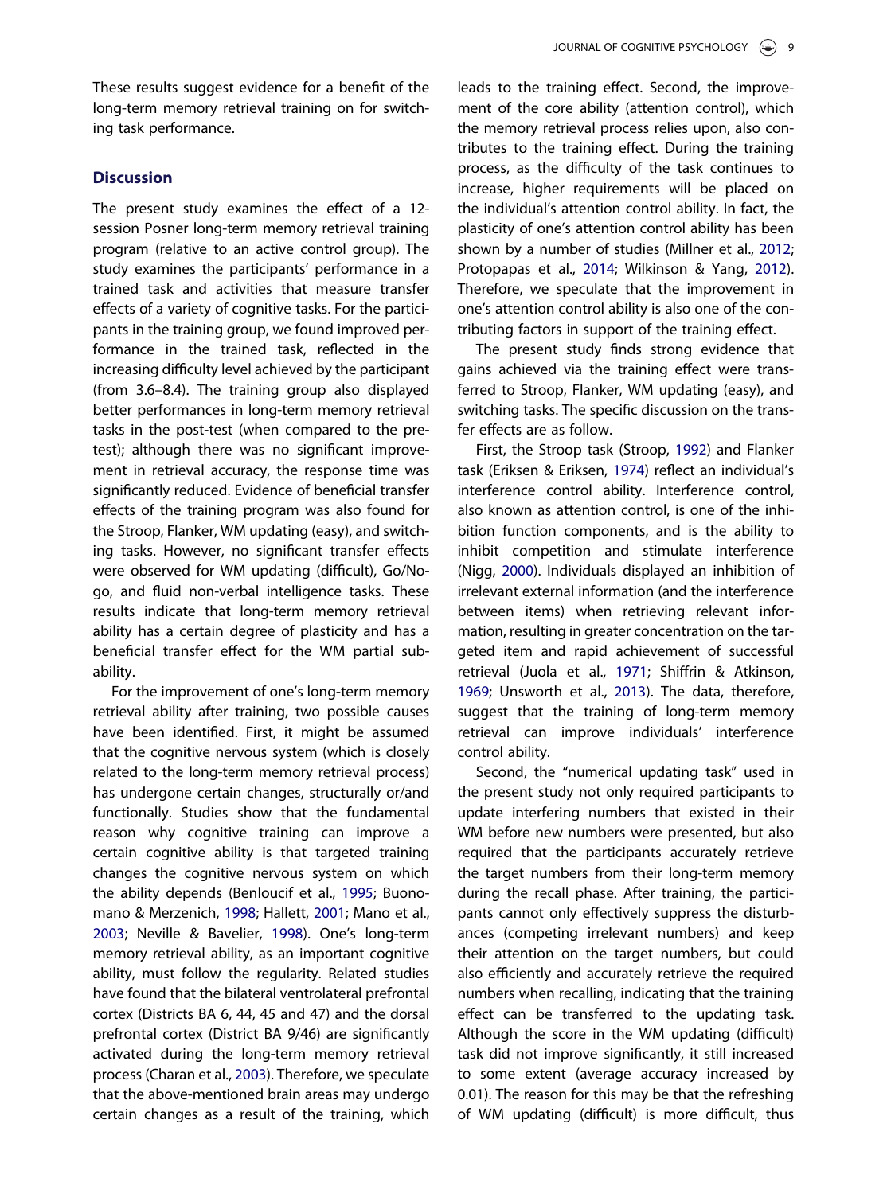These results suggest evidence for a benefit of the long-term memory retrieval training on for switching task performance.

## Discussion

The present study examines the effect of a 12-session Posner long-term memory retrieval training program (relative to an active control group). The study examines the participants' performance in a trained task and activities that measure transfer effects of a variety of cognitive tasks. For the participants in the training group, we found improved performance in the trained task, reflected in the increasing difficulty level achieved by the participant (from 3.6–8.4). The training group also displayed better performances in long-term memory retrieval tasks in the post-test (when compared to the pre-test); although there was no significant improvement in retrieval accuracy, the response time was significantly reduced. Evidence of beneficial transfer effects of the training program was also found for the Stroop, Flanker, WM updating (easy), and switching tasks. However, no significant transfer effects were observed for WM updating (difficult), Go/No-go, and fluid non-verbal intelligence tasks. These results indicate that long-term memory retrieval ability has a certain degree of plasticity and has a beneficial transfer effect for the WM partial sub-ability.

For the improvement of one's long-term memory retrieval ability after training, two possible causes have been identified. First, it might be assumed that the cognitive nervous system (which is closely related to the long-term memory retrieval process) has undergone certain changes, structurally or/and functionally. Studies show that the fundamental reason why cognitive training can improve a certain cognitive ability is that targeted training changes the cognitive nervous system on which the ability depends (Benloucif et al., 1995; Buonomano & Merzenich, 1998; Hallett, 2001; Mano et al., 2003; Neville & Bavelier, 1998). One's long-term memory retrieval ability, as an important cognitive ability, must follow the regularity. Related studies have found that the bilateral ventrolateral prefrontal cortex (Districts BA 6, 44, 45 and 47) and the dorsal prefrontal cortex (District BA 9/46) are significantly activated during the long-term memory retrieval process (Charan et al., 2003). Therefore, we speculate that the above-mentioned brain areas may undergo certain changes as a result of the training, which leads to the training effect. Second, the improvement of the core ability (attention control), which the memory retrieval process relies upon, also contributes to the training effect. During the training process, as the difficulty of the task continues to increase, higher requirements will be placed on the individual's attention control ability. In fact, the plasticity of one's attention control ability has been shown by a number of studies (Millner et al., 2012; Protopapas et al., 2014; Wilkinson & Yang, 2012). Therefore, we speculate that the improvement in one's attention control ability is also one of the contributing factors in support of the training effect.

The present study finds strong evidence that gains achieved via the training effect were transferred to Stroop, Flanker, WM updating (easy), and switching tasks. The specific discussion on the transfer effects are as follow.

First, the Stroop task (Stroop, 1992) and Flanker task (Eriksen & Eriksen, 1974) reflect an individual's interference control ability. Interference control, also known as attention control, is one of the inhibition function components, and is the ability to inhibit competition and stimulate interference (Nigg, 2000). Individuals displayed an inhibition of irrelevant external information (and the interference between items) when retrieving relevant information, resulting in greater concentration on the targeted item and rapid achievement of successful retrieval (Juola et al., 1971; Shiffrin & Atkinson, 1969; Unsworth et al., 2013). The data, therefore, suggest that the training of long-term memory retrieval can improve individuals' interference control ability.

Second, the "numerical updating task" used in the present study not only required participants to update interfering numbers that existed in their WM before new numbers were presented, but also required that the participants accurately retrieve the target numbers from their long-term memory during the recall phase. After training, the participants cannot only effectively suppress the disturbances (competing irrelevant numbers) and keep their attention on the target numbers, but could also efficiently and accurately retrieve the required numbers when recalling, indicating that the training effect can be transferred to the updating task. Although the score in the WM updating (difficult) task did not improve significantly, it still increased to some extent (average accuracy increased by 0.01). The reason for this may be that the refreshing of WM updating (difficult) is more difficult, thus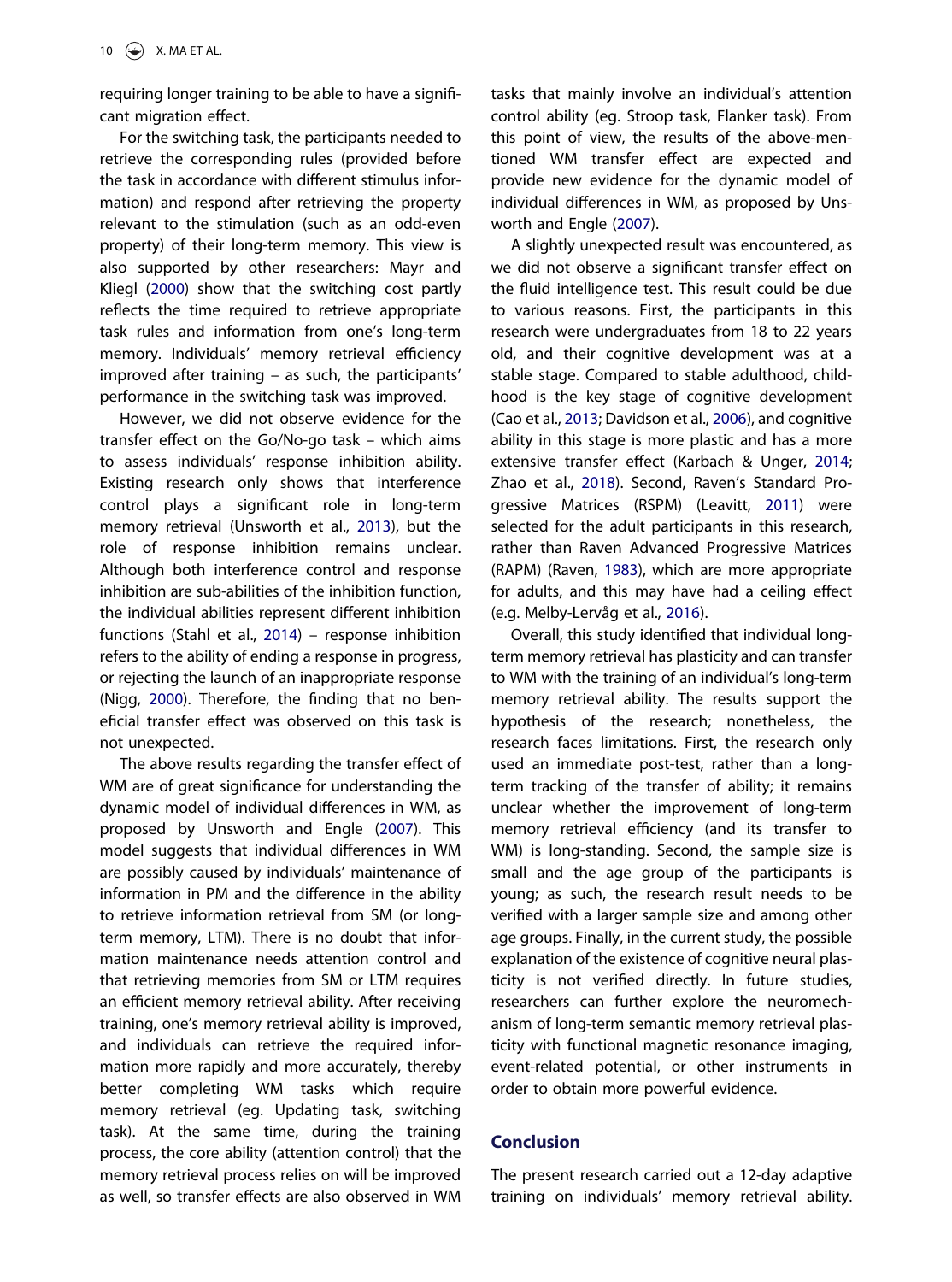requiring longer training to be able to have a significant migration effect.

For the switching task, the participants needed to retrieve the corresponding rules (provided before the task in accordance with different stimulus information) and respond after retrieving the property relevant to the stimulation (such as an odd-even property) of their long-term memory. This view is also supported by other researchers: Mayr and Kliegl (2000) show that the switching cost partly reflects the time required to retrieve appropriate task rules and information from one's long-term memory. Individuals' memory retrieval efficiency improved after training – as such, the participants' performance in the switching task was improved.

However, we did not observe evidence for the transfer effect on the Go/No-go task – which aims to assess individuals' response inhibition ability. Existing research only shows that interference control plays a significant role in long-term memory retrieval (Unsworth et al., 2013), but the role of response inhibition remains unclear. Although both interference control and response inhibition are sub-abilities of the inhibition function, the individual abilities represent different inhibition functions (Stahl et al., 2014) – response inhibition refers to the ability of ending a response in progress, or rejecting the launch of an inappropriate response (Nigg, 2000). Therefore, the finding that no beneficial transfer effect was observed on this task is not unexpected.

The above results regarding the transfer effect of WM are of great significance for understanding the dynamic model of individual differences in WM, as proposed by Unsworth and Engle (2007). This model suggests that individual differences in WM are possibly caused by individuals' maintenance of information in PM and the difference in the ability to retrieve information retrieval from SM (or long-term memory, LTM). There is no doubt that information maintenance needs attention control and that retrieving memories from SM or LTM requires an efficient memory retrieval ability. After receiving training, one's memory retrieval ability is improved, and individuals can retrieve the required information more rapidly and more accurately, thereby better completing WM tasks which require memory retrieval (eg. Updating task, switching task). At the same time, during the training process, the core ability (attention control) that the memory retrieval process relies on will be improved as well, so transfer effects are also observed in WM tasks that mainly involve an individual's attention control ability (eg. Stroop task, Flanker task). From this point of view, the results of the above-mentioned WM transfer effect are expected and provide new evidence for the dynamic model of individual differences in WM, as proposed by Unsworth and Engle (2007).

A slightly unexpected result was encountered, as we did not observe a significant transfer effect on the fluid intelligence test. This result could be due to various reasons. First, the participants in this research were undergraduates from 18 to 22 years old, and their cognitive development was at a stable stage. Compared to stable adulthood, childhood is the key stage of cognitive development (Cao et al., 2013; Davidson et al., 2006), and cognitive ability in this stage is more plastic and has a more extensive transfer effect (Karbach & Unger, 2014; Zhao et al., 2018). Second, Raven's Standard Progressive Matrices (RSPM) (Leavitt, 2011) were selected for the adult participants in this research, rather than Raven Advanced Progressive Matrices (RAPM) (Raven, 1983), which are more appropriate for adults, and this may have had a ceiling effect (e.g. Melby-Lervåg et al., 2016).

Overall, this study identified that individual long-term memory retrieval has plasticity and can transfer to WM with the training of an individual's long-term memory retrieval ability. The results support the hypothesis of the research; nonetheless, the research faces limitations. First, the research only used an immediate post-test, rather than a long-term tracking of the transfer of ability; it remains unclear whether the improvement of long-term memory retrieval efficiency (and its transfer to WM) is long-standing. Second, the sample size is small and the age group of the participants is young; as such, the research result needs to be verified with a larger sample size and among other age groups. Finally, in the current study, the possible explanation of the existence of cognitive neural plasticity is not verified directly. In future studies, researchers can further explore the neuromechanism of long-term semantic memory retrieval plasticity with functional magnetic resonance imaging, event-related potential, or other instruments in order to obtain more powerful evidence.

## Conclusion

The present research carried out a 12-day adaptive training on individuals' memory retrieval ability.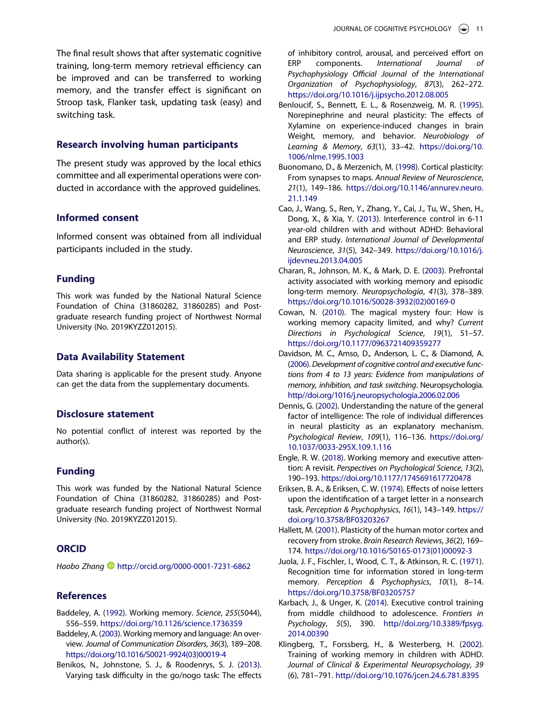The final result shows that after systematic cognitive training, long-term memory retrieval efficiency can be improved and can be transferred to working memory, and the transfer effect is significant on Stroop task, Flanker task, updating task (easy) and switching task.

## Research involving human participants

The present study was approved by the local ethics committee and all experimental operations were conducted in accordance with the approved guidelines.

## Informed consent

Informed consent was obtained from all individual participants included in the study.

## Funding

This work was funded by the National Natural Science Foundation of China (31860282, 31860285) and Postgraduate research funding project of Northwest Normal University (No. 2019KYZZ012015).

## Data Availability Statement

Data sharing is applicable for the present study. Anyone can get the data from the supplementary documents.

## Disclosure statement

No potential conflict of interest was reported by the author(s).

## Funding

This work was funded by the National Natural Science Foundation of China (31860282, 31860285) and Postgraduate research funding project of Northwest Normal University (No. 2019KYZZ012015).

## ORCID

*Haobo Zhang* http://orcid.org/0000-0001-7231-6862

## References

Baddeley, A. (1992). Working memory. *Science*, *255*(5044), 556–559. https://doi.org/10.1126/science.1736359

Baddeley, A. (2003). Working memory and language: An overview. *Journal of Communication Disorders*, *36*(3), 189–208. https://doi.org/10.1016/S0021-9924(03)00019-4

Benikos, N., Johnstone, S. J., & Roodenrys, S. J. (2013). Varying task difficulty in the go/nogo task: The effects of inhibitory control, arousal, and perceived effort on ERP components. *International Journal of Psychophysiology Official Journal of the International Organization of Psychophysiology*, *87*(3), 262–272. https://doi.org/10.1016/j.ijpsycho.2012.08.005

Benloucif, S., Bennett, E. L., & Rosenzweig, M. R. (1995). Norepinephrine and neural plasticity: The effects of Xylamine on experience-induced changes in brain Weight, memory, and behavior. *Neurobiology of Learning & Memory*, *63*(1), 33–42. https://doi.org/10.1006/nlme.1995.1003

Buonomano, D., & Merzenich, M. (1998). Cortical plasticity: From synapses to maps. *Annual Review of Neuroscience*, *21*(1), 149–186. https://doi.org/10.1146/annurev.neuro.21.1.149

Cao, J., Wang, S., Ren, Y., Zhang, Y., Cai, J., Tu, W., Shen, H., Dong, X., & Xia, Y. (2013). Interference control in 6-11 year-old children with and without ADHD: Behavioral and ERP study. *International Journal of Developmental Neuroscience*, *31*(5), 342–349. https://doi.org/10.1016/j.ijdevneu.2013.04.005

Charan, R., Johnson, M. K., & Mark, D. E. (2003). Prefrontal activity associated with working memory and episodic long-term memory. *Neuropsychologia*, *41*(3), 378–389. https://doi.org/10.1016/S0028-3932(02)00169-0

Cowan, N. (2010). The magical mystery four: How is working memory capacity limited, and why? *Current Directions in Psychological Science*, *19*(1), 51–57. https://doi.org/10.1177/0963721409359277

Davidson, M. C., Amso, D., Anderson, L. C., & Diamond, A. (2006). *Development of cognitive control and executive functions from 4 to 13 years: Evidence from manipulations of memory, inhibition, and task switching*. Neuropsychologia. http//doi.org/10.1016/j.neuropsychologia.2006.02.006

Dennis, G. (2002). Understanding the nature of the general factor of intelligence: The role of individual differences in neural plasticity as an explanatory mechanism. *Psychological Review*, *109*(1), 116–136. https://doi.org/10.1037/0033-295X.109.1.116

Engle, R. W. (2018). Working memory and executive attention: A revisit. *Perspectives on Psychological Science*, *13*(2), 190–193. https://doi.org/10.1177/1745691617720478

Eriksen, B. A., & Eriksen, C. W. (1974). Effects of noise letters upon the identification of a target letter in a nonsearch task. *Perception & Psychophysics*, *16*(1), 143–149. https://doi.org/10.3758/BF03203267

Hallett, M. (2001). Plasticity of the human motor cortex and recovery from stroke. *Brain Research Reviews*, *36*(2), 169–174. https://doi.org/10.1016/S0165-0173(01)00092-3

Juola, J. F., Fischler, I., Wood, C. T., & Atkinson, R. C. (1971). Recognition time for information stored in long-term memory. *Perception & Psychophysics*, *10*(1), 8–14. https://doi.org/10.3758/BF03205757

Karbach, J., & Unger, K. (2014). Executive control training from middle childhood to adolescence. *Frontiers in Psychology*, *5*(5), 390. http//doi.org/10.3389/fpsyg.2014.00390

Klingberg, T., Forssberg, H., & Westerberg, H. (2002). Training of working memory in children with ADHD. *Journal of Clinical & Experimental Neuropsychology*, *39*(6), 781–791. http//doi.org/10.1076/jcen.24.6.781.8395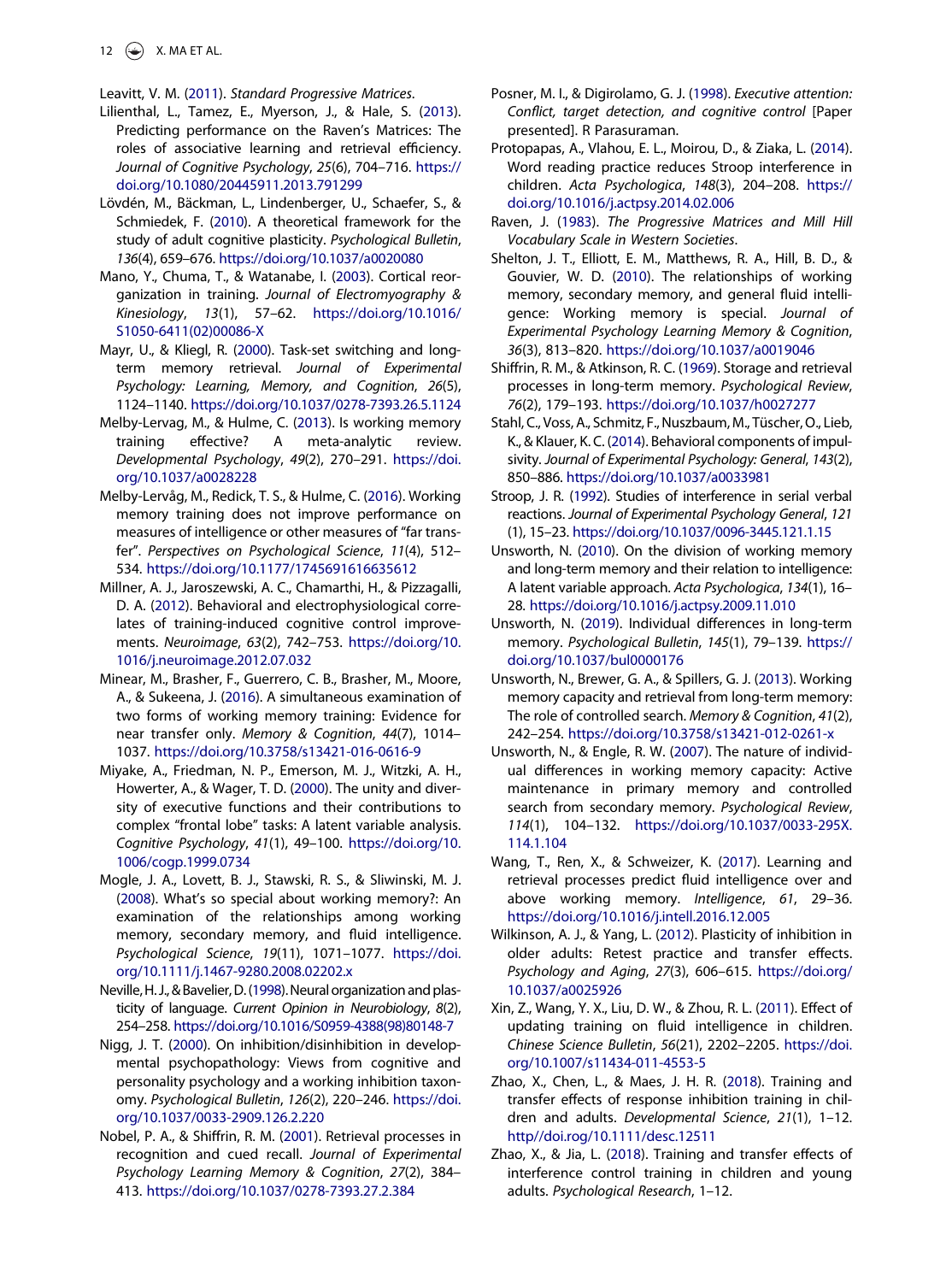Leavitt, V. M. (2011). *Standard Progressive Matrices*.

Lilienthal, L., Tamez, E., Myerson, J., & Hale, S. (2013). Predicting performance on the Raven's Matrices: The roles of associative learning and retrieval efficiency. *Journal of Cognitive Psychology*, *25*(6), 704–716. https://doi.org/10.1080/20445911.2013.791299

Lövdén, M., Bäckman, L., Lindenberger, U., Schaefer, S., & Schmiedek, F. (2010). A theoretical framework for the study of adult cognitive plasticity. *Psychological Bulletin*, *136*(4), 659–676. https://doi.org/10.1037/a0020080

Mano, Y., Chuma, T., & Watanabe, I. (2003). Cortical reorganization in training. *Journal of Electromyography & Kinesiology*, *13*(1), 57–62. https://doi.org/10.1016/S1050-6411(02)00086-X

Mayr, U., & Kliegl, R. (2000). Task-set switching and long-term memory retrieval. *Journal of Experimental Psychology: Learning, Memory, and Cognition*, *26*(5), 1124–1140. https://doi.org/10.1037/0278-7393.26.5.1124

Melby-Lervag, M., & Hulme, C. (2013). Is working memory training effective? A meta-analytic review. *Developmental Psychology*, *49*(2), 270–291. https://doi.org/10.1037/a0028228

Melby-Lervåg, M., Redick, T. S., & Hulme, C. (2016). Working memory training does not improve performance on measures of intelligence or other measures of "far transfer". *Perspectives on Psychological Science*, *11*(4), 512–534. https://doi.org/10.1177/1745691616635612

Millner, A. J., Jaroszewski, A. C., Chamarthi, H., & Pizzagalli, D. A. (2012). Behavioral and electrophysiological correlates of training-induced cognitive control improvements. *Neuroimage*, *63*(2), 742–753. https://doi.org/10.1016/j.neuroimage.2012.07.032

Minear, M., Brasher, F., Guerrero, C. B., Brasher, M., Moore, A., & Sukeena, J. (2016). A simultaneous examination of two forms of working memory training: Evidence for near transfer only. *Memory & Cognition*, *44*(7), 1014–1037. https://doi.org/10.3758/s13421-016-0616-9

Miyake, A., Friedman, N. P., Emerson, M. J., Witzki, A. H., Howerter, A., & Wager, T. D. (2000). The unity and diversity of executive functions and their contributions to complex "frontal lobe" tasks: A latent variable analysis. *Cognitive Psychology*, *41*(1), 49–100. https://doi.org/10.1006/cogp.1999.0734

Mogle, J. A., Lovett, B. J., Stawski, R. S., & Sliwinski, M. J. (2008). What's so special about working memory?: An examination of the relationships among working memory, secondary memory, and fluid intelligence. *Psychological Science*, *19*(11), 1071–1077. https://doi.org/10.1111/j.1467-9280.2008.02202.x

Neville, H. J., & Bavelier, D. (1998). Neural organization and plasticity of language. *Current Opinion in Neurobiology*, *8*(2), 254–258. https://doi.org/10.1016/S0959-4388(98)80148-7

Nigg, J. T. (2000). On inhibition/disinhibition in developmental psychopathology: Views from cognitive and personality psychology and a working inhibition taxonomy. *Psychological Bulletin*, *126*(2), 220–246. https://doi.org/10.1037/0033-2909.126.2.220

Nobel, P. A., & Shiffrin, R. M. (2001). Retrieval processes in recognition and cued recall. *Journal of Experimental Psychology Learning Memory & Cognition*, *27*(2), 384–413. https://doi.org/10.1037/0278-7393.27.2.384

Posner, M. I., & Digirolamo, G. J. (1998). *Executive attention: Conflict, target detection, and cognitive control* [Paper presented]. R Parasuraman.

Protopapas, A., Vlahou, E. L., Moirou, D., & Ziaka, L. (2014). Word reading practice reduces Stroop interference in children. *Acta Psychologica*, *148*(3), 204–208. https://doi.org/10.1016/j.actpsy.2014.02.006

Raven, J. (1983). *The Progressive Matrices and Mill Hill Vocabulary Scale in Western Societies*.

Shelton, J. T., Elliott, E. M., Matthews, R. A., Hill, B. D., & Gouvier, W. D. (2010). The relationships of working memory, secondary memory, and general fluid intelligence: Working memory is special. *Journal of Experimental Psychology Learning Memory & Cognition*, *36*(3), 813–820. https://doi.org/10.1037/a0019046

Shiffrin, R. M., & Atkinson, R. C. (1969). Storage and retrieval processes in long-term memory. *Psychological Review*, *76*(2), 179–193. https://doi.org/10.1037/h0027277

Stahl, C., Voss, A., Schmitz, F., Nuszbaum, M., Tüscher, O., Lieb, K., & Klauer, K. C. (2014). Behavioral components of impulsivity. *Journal of Experimental Psychology: General*, *143*(2), 850–886. https://doi.org/10.1037/a0033981

Stroop, J. R. (1992). Studies of interference in serial verbal reactions. *Journal of Experimental Psychology General*, *121*(1), 15–23. https://doi.org/10.1037/0096-3445.121.1.15

Unsworth, N. (2010). On the division of working memory and long-term memory and their relation to intelligence: A latent variable approach. *Acta Psychologica*, *134*(1), 16–28. https://doi.org/10.1016/j.actpsy.2009.11.010

Unsworth, N. (2019). Individual differences in long-term memory. *Psychological Bulletin*, *145*(1), 79–139. https://doi.org/10.1037/bul0000176

Unsworth, N., Brewer, G. A., & Spillers, G. J. (2013). Working memory capacity and retrieval from long-term memory: The role of controlled search. *Memory & Cognition*, *41*(2), 242–254. https://doi.org/10.3758/s13421-012-0261-x

Unsworth, N., & Engle, R. W. (2007). The nature of individual differences in working memory capacity: Active maintenance in primary memory and controlled search from secondary memory. *Psychological Review*, *114*(1), 104–132. https://doi.org/10.1037/0033-295X.114.1.104

Wang, T., Ren, X., & Schweizer, K. (2017). Learning and retrieval processes predict fluid intelligence over and above working memory. *Intelligence*, *61*, 29–36. https://doi.org/10.1016/j.intell.2016.12.005

Wilkinson, A. J., & Yang, L. (2012). Plasticity of inhibition in older adults: Retest practice and transfer effects. *Psychology and Aging*, *27*(3), 606–615. https://doi.org/10.1037/a0025926

Xin, Z., Wang, Y. X., Liu, D. W., & Zhou, R. L. (2011). Effect of updating training on fluid intelligence in children. *Chinese Science Bulletin*, *56*(21), 2202–2205. https://doi.org/10.1007/s11434-011-4553-5

Zhao, X., Chen, L., & Maes, J. H. R. (2018). Training and transfer effects of response inhibition training in children and adults. *Developmental Science*, *21*(1), 1–12. http//doi.rog/10.1111/desc.12511

Zhao, X., & Jia, L. (2018). Training and transfer effects of interference control training in children and young adults. *Psychological Research*, 1–12.